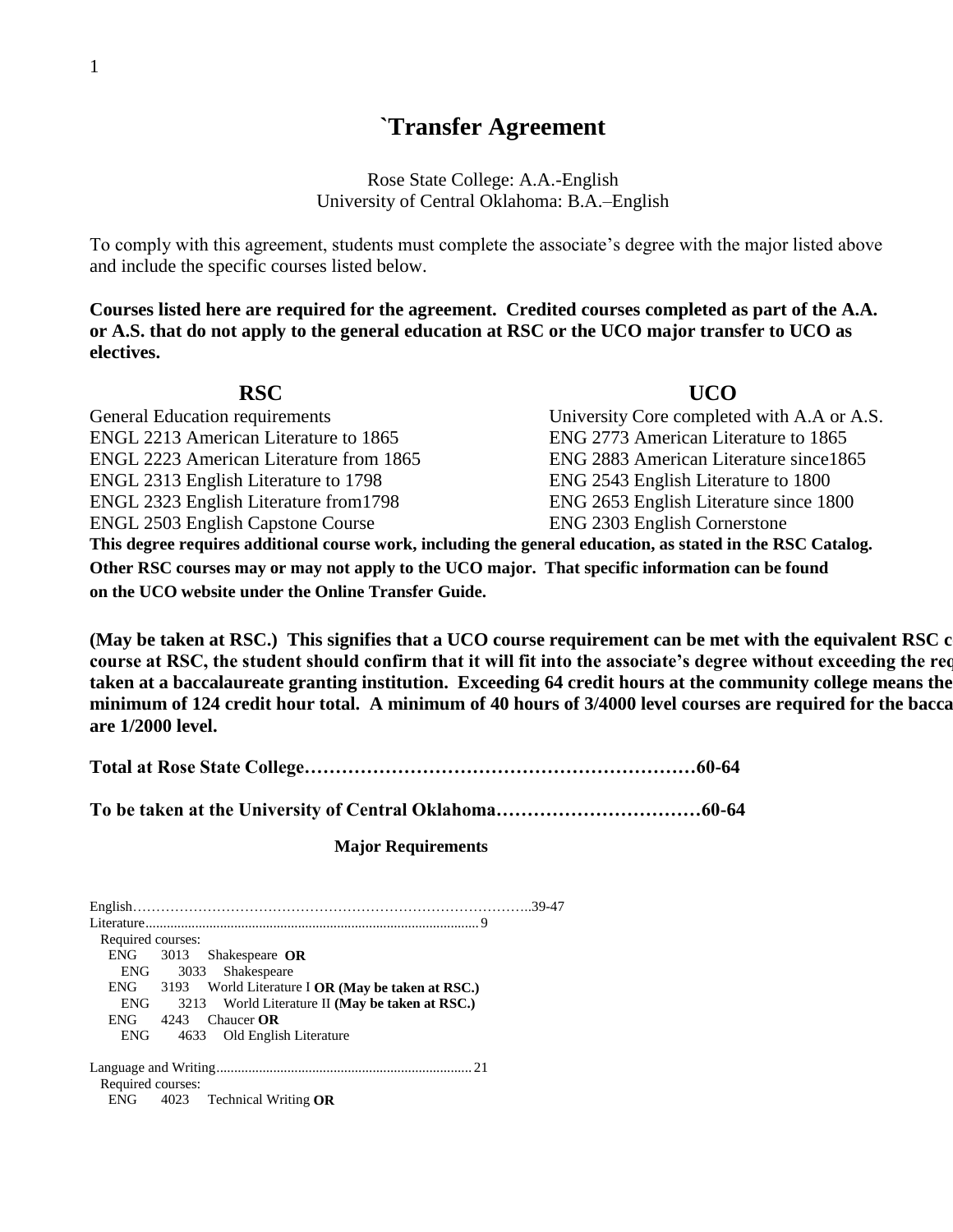# `Transfer Agreement

Rose State College: A.A.-English
University of Central Oklahoma: B.A.–English

To comply with this agreement, students must complete the associate's degree with the major listed above and include the specific courses listed below.

**Courses listed here are required for the agreement. Credited courses completed as part of the A.A. or A.S. that do not apply to the general education at RSC or the UCO major transfer to UCO as electives.**

| RSC | UCO |
|---|---|
| General Education requirements | University Core completed with A.A or A.S. |
| ENGL 2213 American Literature to 1865 | ENG 2773 American Literature to 1865 |
| ENGL 2223 American Literature from 1865 | ENG 2883 American Literature since1865 |
| ENGL 2313 English Literature to 1798 | ENG 2543 English Literature to 1800 |
| ENGL 2323 English Literature from1798 | ENG 2653 English Literature since 1800 |
| ENGL 2503 English Capstone Course | ENG 2303 English Cornerstone |

**This degree requires additional course work, including the general education, as stated in the RSC Catalog. Other RSC courses may or may not apply to the UCO major. That specific information can be found on the UCO website under the Online Transfer Guide.**

**(May be taken at RSC.) This signifies that a UCO course requirement can be met with the equivalent RSC c course at RSC, the student should confirm that it will fit into the associate's degree without exceeding the req taken at a baccalaureate granting institution. Exceeding 64 credit hours at the community college means the minimum of 124 credit hour total. A minimum of 40 hours of 3/4000 level courses are required for the bacca are 1/2000 level.**

**Total at Rose State College……………………………………………………60-64**

**To be taken at the University of Central Oklahoma……………………………60-64**

### Major Requirements

English……………………………………………………………………………..39-47

Literature............................................................................................ 9

Required courses:

- ENG 3013 Shakespeare **OR**
  - ENG 3033 Shakespeare
- ENG 3193 World Literature I **OR (May be taken at RSC.)**
  - ENG 3213 World Literature II **(May be taken at RSC.)**
- ENG 4243 Chaucer **OR**
  - ENG 4633 Old English Literature

Language and Writing....................................................................... 21

Required courses:

- ENG 4023 Technical Writing **OR**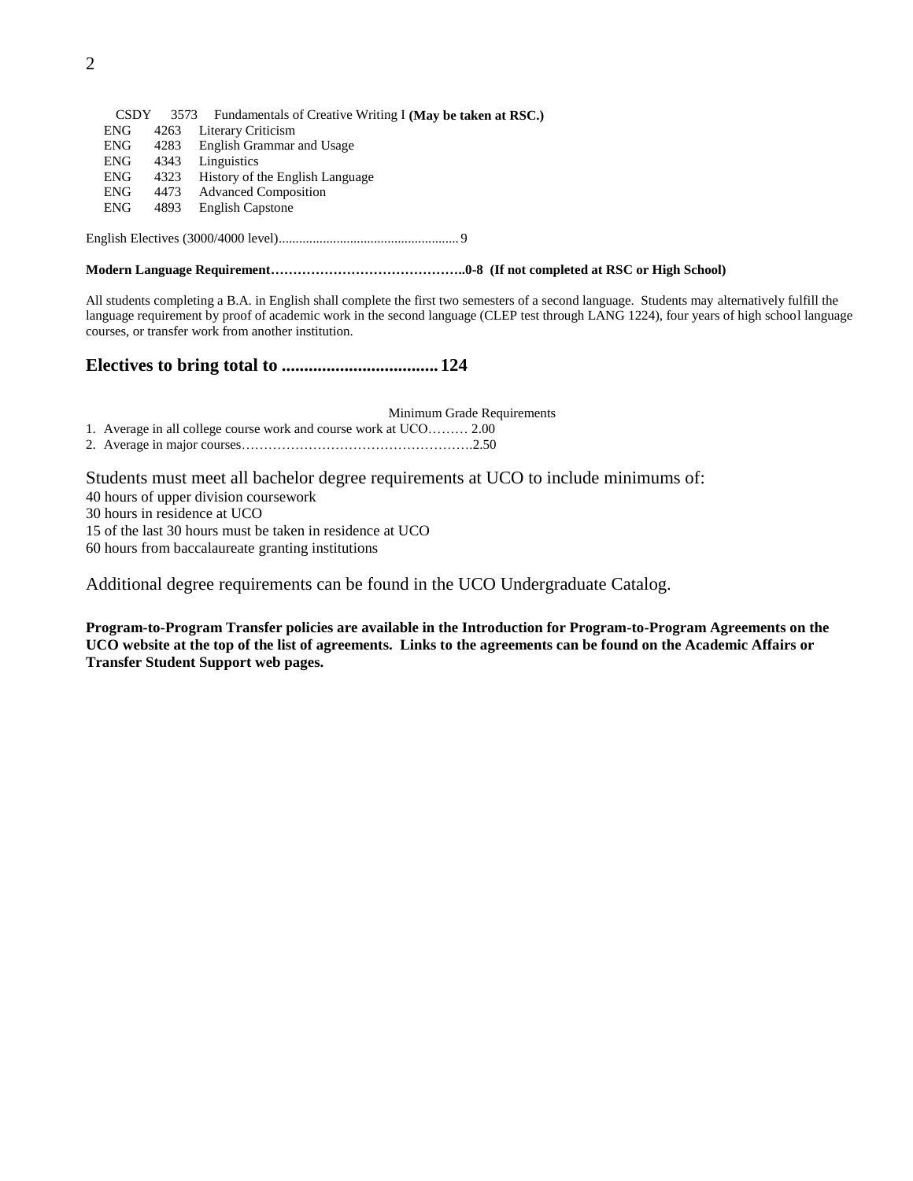| | | |
|---|---|---|
| CSDY | 3573 | Fundamentals of Creative Writing I **(May be taken at RSC.)** |
| ENG | 4263 | Literary Criticism |
| ENG | 4283 | English Grammar and Usage |
| ENG | 4343 | Linguistics |
| ENG | 4323 | History of the English Language |
| ENG | 4473 | Advanced Composition |
| ENG | 4893 | English Capstone |

English Electives (3000/4000 level)...................................................... 9

**Modern Language Requirement……………………………………..0-8 (If not completed at RSC or High School)**

All students completing a B.A. in English shall complete the first two semesters of a second language. Students may alternatively fulfill the language requirement by proof of academic work in the second language (CLEP test through LANG 1224), four years of high school language courses, or transfer work from another institution.

## Electives to bring total to .................................. 124

Minimum Grade Requirements

1. Average in all college course work and course work at UCO……… 2.00
2. Average in major courses…………………………………………….2.50

Students must meet all bachelor degree requirements at UCO to include minimums of:

40 hours of upper division coursework
30 hours in residence at UCO
15 of the last 30 hours must be taken in residence at UCO
60 hours from baccalaureate granting institutions

Additional degree requirements can be found in the UCO Undergraduate Catalog.

**Program-to-Program Transfer policies are available in the Introduction for Program-to-Program Agreements on the UCO website at the top of the list of agreements. Links to the agreements can be found on the Academic Affairs or Transfer Student Support web pages.**